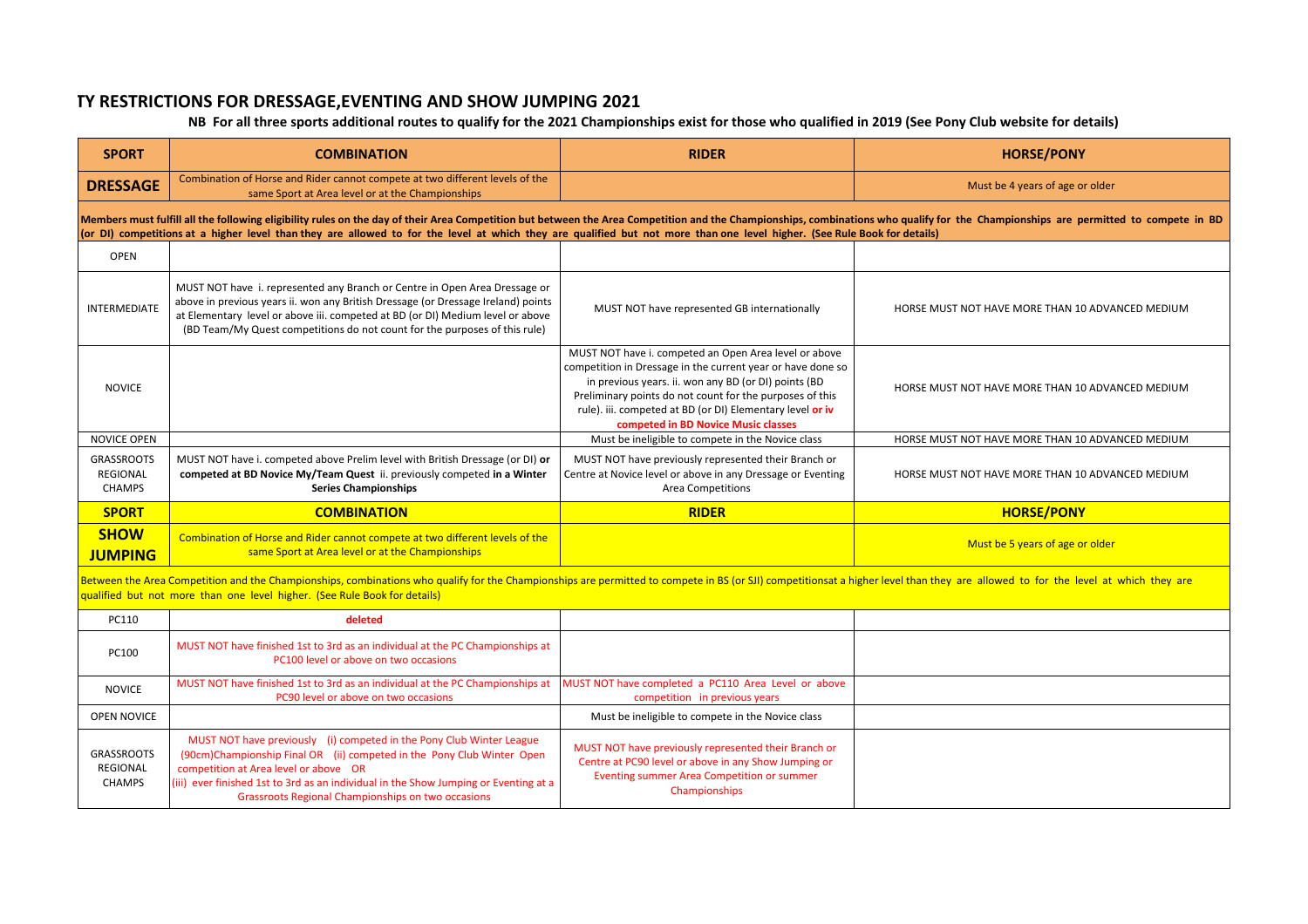# TY RESTRICTIONS FOR DRESSAGE,EVENTING AND SHOW JUMPING 2021

**NB For all three sports additional routes to qualify for the 2021 Championships exist for those who qualified in 2019 (See Pony Club website for details)**

| SPORT | COMBINATION | RIDER | HORSE/PONY |
|---|---|---|---|
| **DRESSAGE** | Combination of Horse and Rider cannot compete at two different levels of the same Sport at Area level or at the Championships | | Must be 4 years of age or older |
| **Members must fulfill all the following eligibility rules on the day of their Area Competition but between the Area Competition and the Championships, combinations who qualify for the Championships are permitted to compete in BD (or DI) competitions at a higher level than they are allowed to for the level at which they are qualified but not more than one level higher. (See Rule Book for details)** | | | |
| OPEN | | | |
| INTERMEDIATE | MUST NOT have i. represented any Branch or Centre in Open Area Dressage or above in previous years ii. won any British Dressage (or Dressage Ireland) points at Elementary level or above iii. competed at BD (or DI) Medium level or above (BD Team/My Quest competitions do not count for the purposes of this rule) | MUST NOT have represented GB internationally | HORSE MUST NOT HAVE MORE THAN 10 ADVANCED MEDIUM |
| NOVICE | | MUST NOT have i. competed an Open Area level or above competition in Dressage in the current year or have done so in previous years. ii. won any BD (or DI) points (BD Preliminary points do not count for the purposes of this rule). iii. competed at BD (or DI) Elementary level **or iv competed in BD Novice Music classes** | HORSE MUST NOT HAVE MORE THAN 10 ADVANCED MEDIUM |
| NOVICE OPEN | | Must be ineligible to compete in the Novice class | HORSE MUST NOT HAVE MORE THAN 10 ADVANCED MEDIUM |
| GRASSROOTS REGIONAL CHAMPS | MUST NOT have i. competed above Prelim level with British Dressage (or DI) **or competed at BD Novice My/Team Quest** ii. previously competed **in a Winter Series Championships** | MUST NOT have previously represented their Branch or Centre at Novice level or above in any Dressage or Eventing Area Competitions | HORSE MUST NOT HAVE MORE THAN 10 ADVANCED MEDIUM |
| **SPORT** | **COMBINATION** | **RIDER** | **HORSE/PONY** |
| **SHOW JUMPING** | Combination of Horse and Rider cannot compete at two different levels of the same Sport at Area level or at the Championships | | Must be 5 years of age or older |
| Between the Area Competition and the Championships, combinations who qualify for the Championships are permitted to compete in BS (or SJI) competitionsat a higher level than they are allowed to for the level at which they are qualified but not more than one level higher. (See Rule Book for details) | | | |
| PC110 | **deleted** | | |
| PC100 | MUST NOT have finished 1st to 3rd as an individual at the PC Championships at PC100 level or above on two occasions | | |
| NOVICE | MUST NOT have finished 1st to 3rd as an individual at the PC Championships at PC90 level or above on two occasions | MUST NOT have completed a PC110 Area Level or above competition in previous years | |
| OPEN NOVICE | | Must be ineligible to compete in the Novice class | |
| GRASSROOTS REGIONAL CHAMPS | MUST NOT have previously (i) competed in the Pony Club Winter League (90cm)Championship Final OR (ii) competed in the Pony Club Winter Open competition at Area level or above OR (iii) ever finished 1st to 3rd as an individual in the Show Jumping or Eventing at a Grassroots Regional Championships on two occasions | MUST NOT have previously represented their Branch or Centre at PC90 level or above in any Show Jumping or Eventing summer Area Competition or summer Championships | |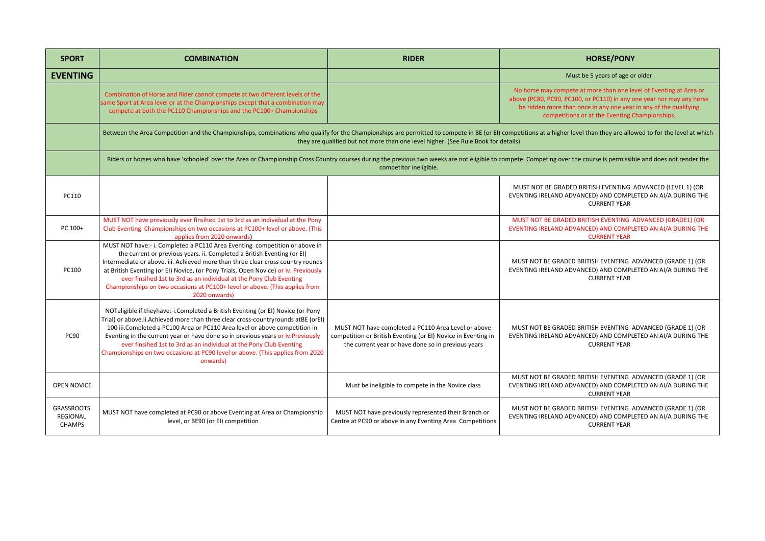| SPORT | COMBINATION | RIDER | HORSE/PONY |
|---|---|---|---|
| **EVENTING** | | | Must be 5 years of age or older |
| | Combination of Horse and Rider cannot compete at two different levels of the same Sport at Area level or at the Championships except that a combination may compete at both the PC110 Championships and the PC100+ Championships | | No horse may compete at more than one level of Eventing at Area or above (PC80, PC90, PC100, or PC110) in any one year nor may any horse be ridden more than once in any one year in any of the qualifying competitions or at the Eventing Championships. |
| | Between the Area Competition and the Championships, combinations who qualify for the Championships are permitted to compete in BE (or EI) competitions at a higher level than they are allowed to for the level at which they are qualified but not more than one level higher. (See Rule Book for details) | | |
| | Riders or horses who have 'schooled' over the Area or Championship Cross Country courses during the previous two weeks are not eligible to compete. Competing over the course is permissible and does not render the competitor ineligible. | | |
| PC110 | | | MUST NOT BE GRADED BRITISH EVENTING ADVANCED (LEVEL 1) (OR EVENTING IRELAND ADVANCED) AND COMPLETED AN AI/A DURING THE CURRENT YEAR |
| PC 100+ | MUST NOT have previously ever finsihed 1st to 3rd as an individual at the Pony Club Eventing Championships on two occasions at PC100+ level or above. (This applies from 2020 onwards) | | MUST NOT BE GRADED BRITISH EVENTING ADVANCED (GRADE1) (OR EVENTING IRELAND ADVANCED) AND COMPLETED AN AI/A DURING THE CURRENT YEAR |
| PC100 | MUST NOT have:- i. Completed a PC110 Area Eventing competition or above in the current or previous years. ii. Completed a British Eventing (or EI) Intermediate or above. iii. Achieved more than three clear cross country rounds at British Eventing (or EI) Novice, (or Pony Trials, Open Novice) or iv. Previously ever finsihed 1st to 3rd as an individual at the Pony Club Eventing Championships on two occasions at PC100+ level or above. (This applies from 2020 onwards) | | MUST NOT BE GRADED BRITISH EVENTING ADVANCED (GRADE 1) (OR EVENTING IRELAND ADVANCED) AND COMPLETED AN AI/A DURING THE CURRENT YEAR |
| PC90 | NOTeligible if theyhave:-i.Completed a British Eventing (or EI) Novice (or Pony Trial) or above.ii.Achieved more than three clear cross-countryrounds atBE (orEI) 100 iii.Completed a PC100 Area or PC110 Area level or above competition in Eventing in the current year or have done so in previous years or iv.Previously ever finsihed 1st to 3rd as an individual at the Pony Club Eventing Championships on two occasions at PC90 level or above. (This applies from 2020 onwards) | MUST NOT have completed a PC110 Area Level or above competition or British Eventing (or EI) Novice in Eventing in the current year or have done so in previous years | MUST NOT BE GRADED BRITISH EVENTING ADVANCED (GRADE 1) (OR EVENTING IRELAND ADVANCED) AND COMPLETED AN AI/A DURING THE CURRENT YEAR |
| OPEN NOVICE | | Must be ineligible to compete in the Novice class | MUST NOT BE GRADED BRITISH EVENTING ADVANCED (GRADE 1) (OR EVENTING IRELAND ADVANCED) AND COMPLETED AN AI/A DURING THE CURRENT YEAR |
| GRASSROOTS REGIONAL CHAMPS | MUST NOT have completed at PC90 or above Eventing at Area or Championship level, or BE90 (or EI) competition | MUST NOT have previously represented their Branch or Centre at PC90 or above in any Eventing Area Competitions | MUST NOT BE GRADED BRITISH EVENTING ADVANCED (GRADE 1) (OR EVENTING IRELAND ADVANCED) AND COMPLETED AN AI/A DURING THE CURRENT YEAR |